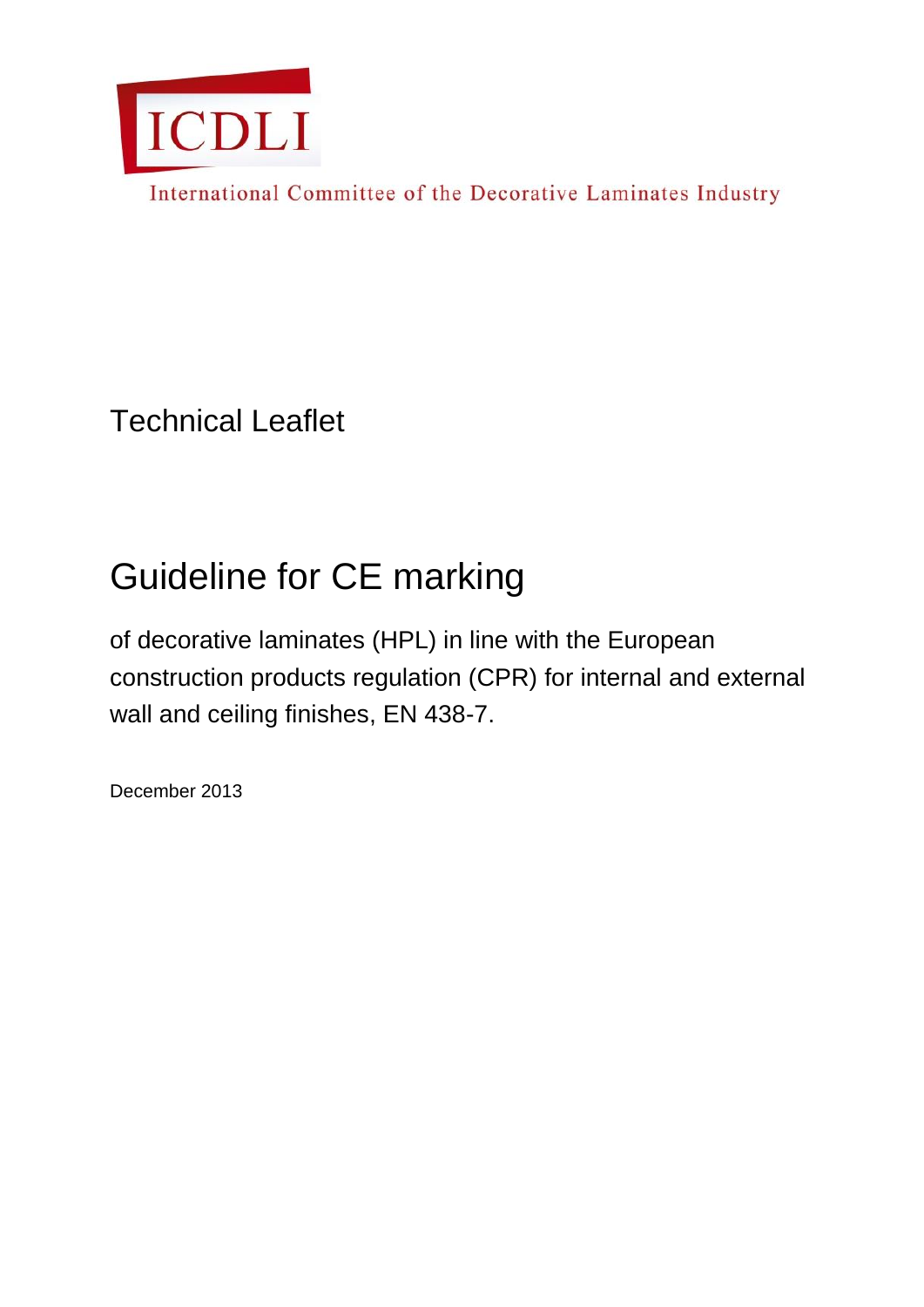ICDLI

International Committee of the Decorative Laminates Industry

Technical Leaflet

# Guideline for CE marking

of decorative laminates (HPL) in line with the European construction products regulation (CPR) for internal and external wall and ceiling finishes, EN 438-7.

December 2013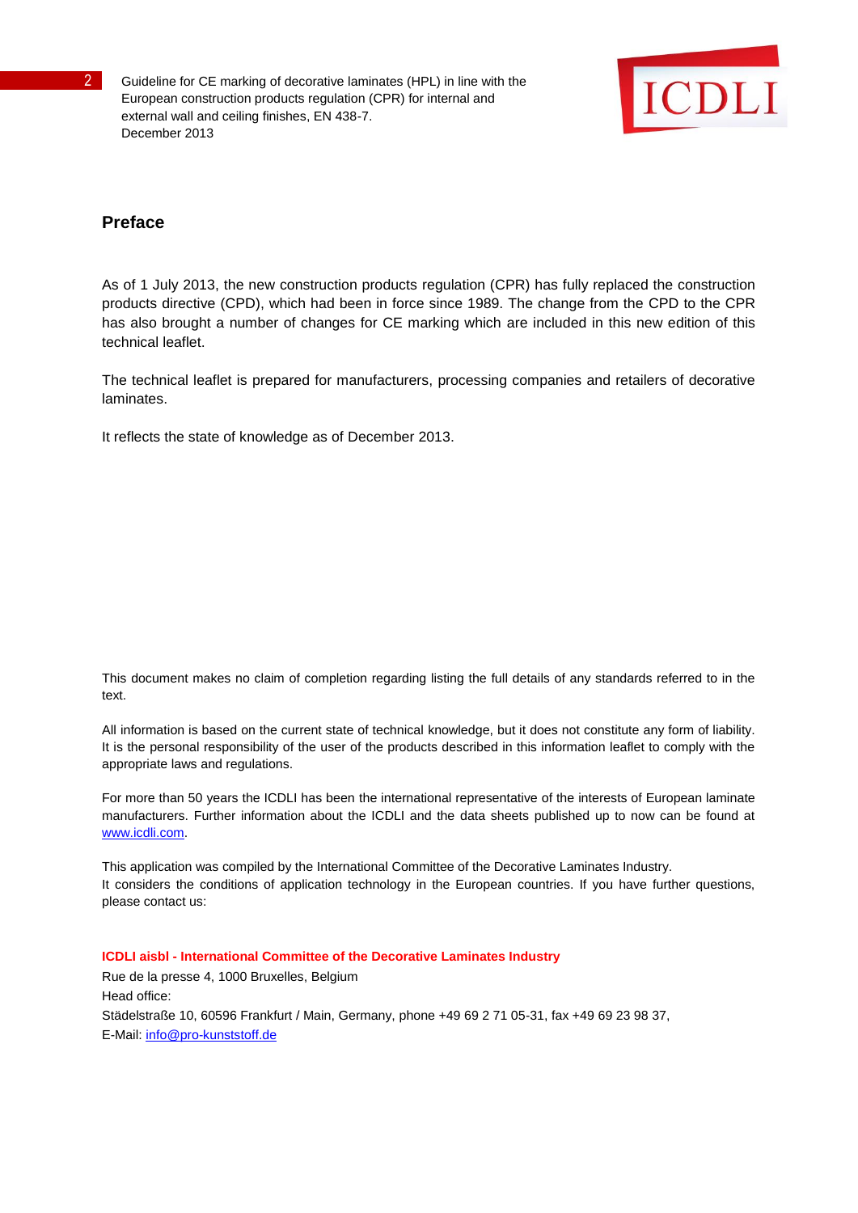## Preface

As of 1 July 2013, the new construction products regulation (CPR) has fully replaced the construction products directive (CPD), which had been in force since 1989. The change from the CPD to the CPR has also brought a number of changes for CE marking which are included in this new edition of this technical leaflet.

The technical leaflet is prepared for manufacturers, processing companies and retailers of decorative laminates.

It reflects the state of knowledge as of December 2013.

This document makes no claim of completion regarding listing the full details of any standards referred to in the text.

All information is based on the current state of technical knowledge, but it does not constitute any form of liability. It is the personal responsibility of the user of the products described in this information leaflet to comply with the appropriate laws and regulations.

For more than 50 years the ICDLI has been the international representative of the interests of European laminate manufacturers. Further information about the ICDLI and the data sheets published up to now can be found at www.icdli.com.

This application was compiled by the International Committee of the Decorative Laminates Industry.
It considers the conditions of application technology in the European countries. If you have further questions, please contact us:

**ICDLI aisbl - International Committee of the Decorative Laminates Industry**
Rue de la presse 4, 1000 Bruxelles, Belgium
Head office:
Städelstraße 10, 60596 Frankfurt / Main, Germany, phone +49 69 2 71 05-31, fax +49 69 23 98 37,
E-Mail: info@pro-kunststoff.de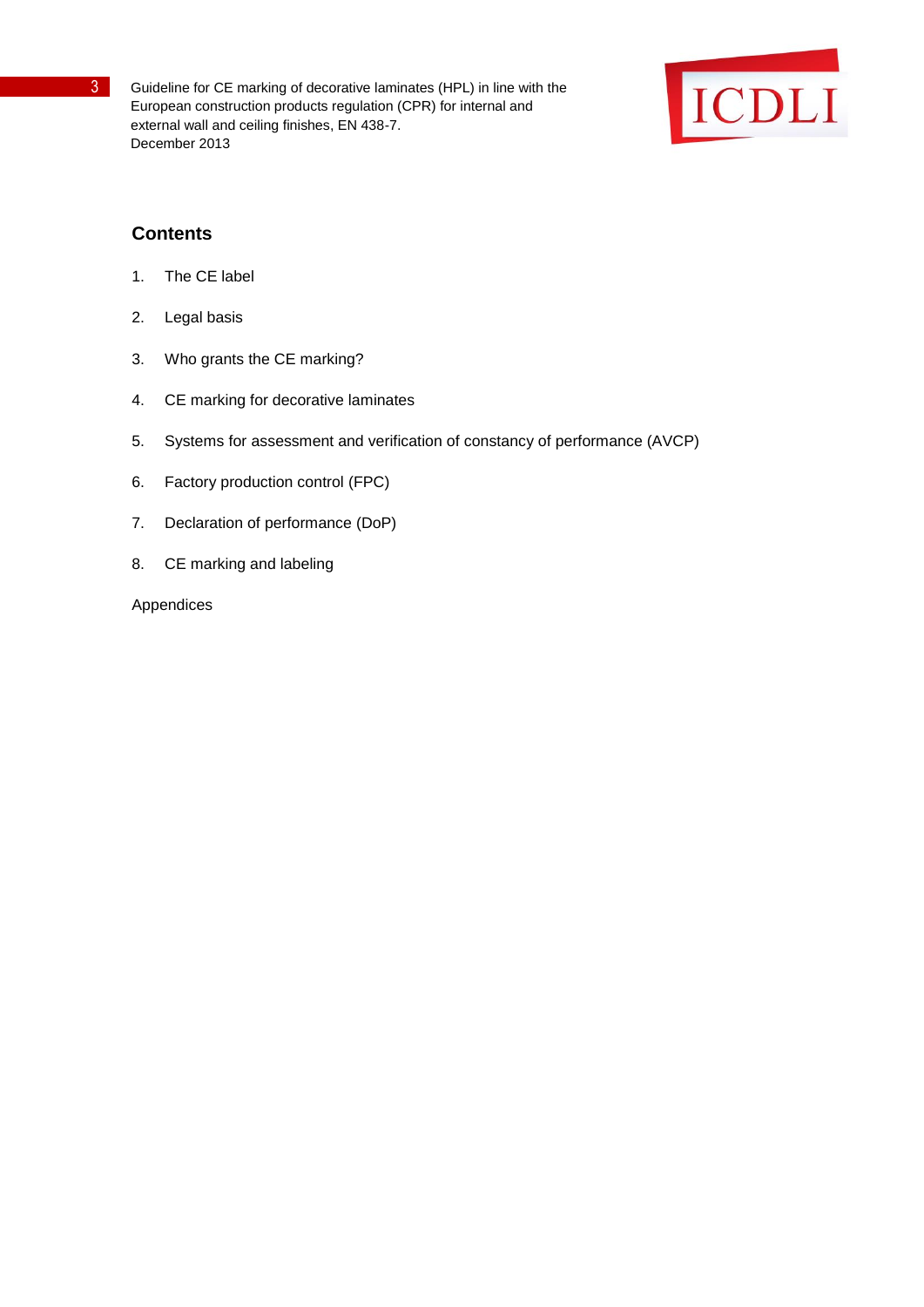## Contents

1. The CE label
2. Legal basis
3. Who grants the CE marking?
4. CE marking for decorative laminates
5. Systems for assessment and verification of constancy of performance (AVCP)
6. Factory production control (FPC)
7. Declaration of performance (DoP)
8. CE marking and labeling

Appendices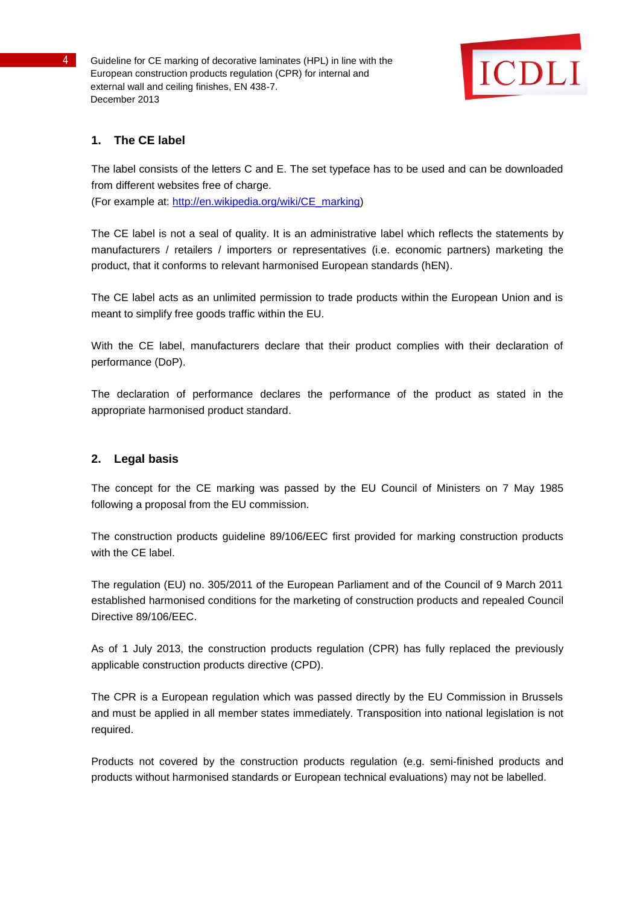## 1. The CE label

The label consists of the letters C and E. The set typeface has to be used and can be downloaded from different websites free of charge.
(For example at: [http://en.wikipedia.org/wiki/CE_marking](http://en.wikipedia.org/wiki/CE_marking))

The CE label is not a seal of quality. It is an administrative label which reflects the statements by manufacturers / retailers / importers or representatives (i.e. economic partners) marketing the product, that it conforms to relevant harmonised European standards (hEN).

The CE label acts as an unlimited permission to trade products within the European Union and is meant to simplify free goods traffic within the EU.

With the CE label, manufacturers declare that their product complies with their declaration of performance (DoP).

The declaration of performance declares the performance of the product as stated in the appropriate harmonised product standard.

## 2. Legal basis

The concept for the CE marking was passed by the EU Council of Ministers on 7 May 1985 following a proposal from the EU commission.

The construction products guideline 89/106/EEC first provided for marking construction products with the CE label.

The regulation (EU) no. 305/2011 of the European Parliament and of the Council of 9 March 2011 established harmonised conditions for the marketing of construction products and repealed Council Directive 89/106/EEC.

As of 1 July 2013, the construction products regulation (CPR) has fully replaced the previously applicable construction products directive (CPD).

The CPR is a European regulation which was passed directly by the EU Commission in Brussels and must be applied in all member states immediately. Transposition into national legislation is not required.

Products not covered by the construction products regulation (e.g. semi-finished products and products without harmonised standards or European technical evaluations) may not be labelled.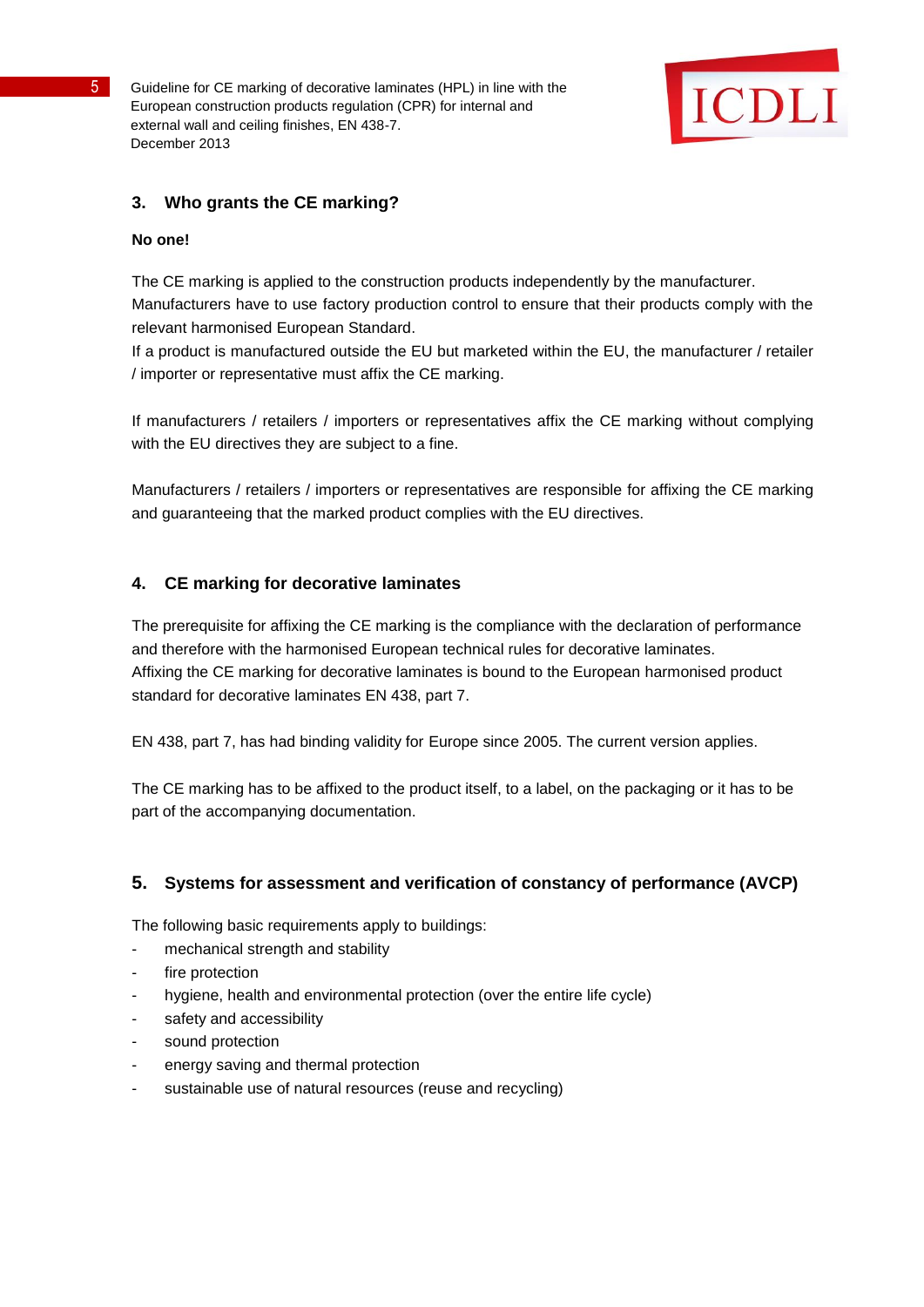## 3. Who grants the CE marking?

**No one!**

The CE marking is applied to the construction products independently by the manufacturer. Manufacturers have to use factory production control to ensure that their products comply with the relevant harmonised European Standard.
If a product is manufactured outside the EU but marketed within the EU, the manufacturer / retailer / importer or representative must affix the CE marking.

If manufacturers / retailers / importers or representatives affix the CE marking without complying with the EU directives they are subject to a fine.

Manufacturers / retailers / importers or representatives are responsible for affixing the CE marking and guaranteeing that the marked product complies with the EU directives.

## 4. CE marking for decorative laminates

The prerequisite for affixing the CE marking is the compliance with the declaration of performance and therefore with the harmonised European technical rules for decorative laminates.
Affixing the CE marking for decorative laminates is bound to the European harmonised product standard for decorative laminates EN 438, part 7.

EN 438, part 7, has had binding validity for Europe since 2005. The current version applies.

The CE marking has to be affixed to the product itself, to a label, on the packaging or it has to be part of the accompanying documentation.

## 5. Systems for assessment and verification of constancy of performance (AVCP)

The following basic requirements apply to buildings:

- mechanical strength and stability
- fire protection
- hygiene, health and environmental protection (over the entire life cycle)
- safety and accessibility
- sound protection
- energy saving and thermal protection
- sustainable use of natural resources (reuse and recycling)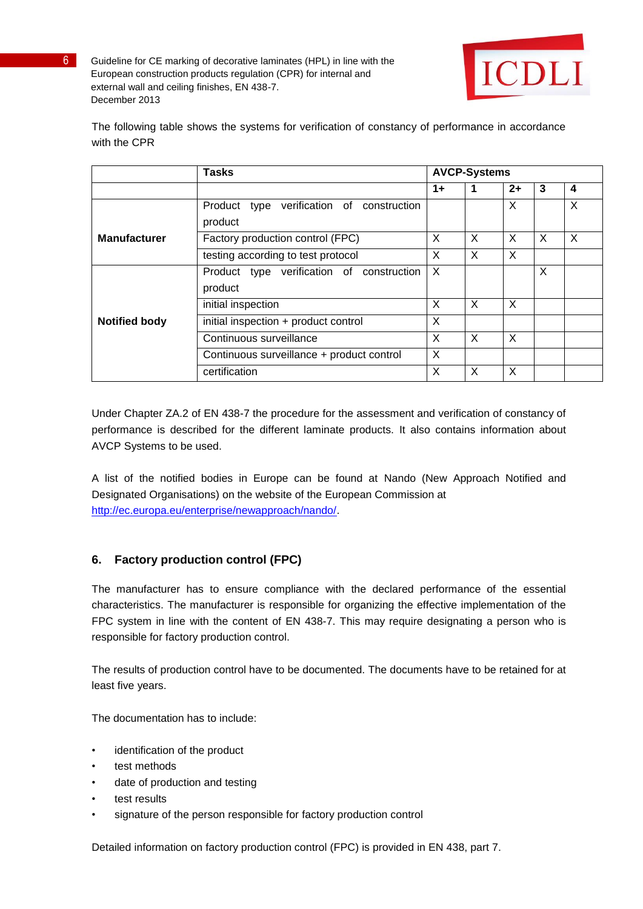The following table shows the systems for verification of constancy of performance in accordance with the CPR

| | Tasks | AVCP-Systems | | | | |
|---|---|---|---|---|---|---|
| | | **1+** | **1** | **2+** | **3** | **4** |
| **Manufacturer** | Product type verification of construction product | | | X | | X |
| | Factory production control (FPC) | X | X | X | X | X |
| | testing according to test protocol | X | X | X | | |
| **Notified body** | Product type verification of construction product | X | | | X | |
| | initial inspection | X | X | X | | |
| | initial inspection + product control | X | | | | |
| | Continuous surveillance | X | X | X | | |
| | Continuous surveillance + product control | X | | | | |
| | certification | X | X | X | | |

Under Chapter ZA.2 of EN 438-7 the procedure for the assessment and verification of constancy of performance is described for the different laminate products. It also contains information about AVCP Systems to be used.

A list of the notified bodies in Europe can be found at Nando (New Approach Notified and Designated Organisations) on the website of the European Commission at http://ec.europa.eu/enterprise/newapproach/nando/.

## 6. Factory production control (FPC)

The manufacturer has to ensure compliance with the declared performance of the essential characteristics. The manufacturer is responsible for organizing the effective implementation of the FPC system in line with the content of EN 438-7. This may require designating a person who is responsible for factory production control.

The results of production control have to be documented. The documents have to be retained for at least five years.

The documentation has to include:

- identification of the product
- test methods
- date of production and testing
- test results
- signature of the person responsible for factory production control

Detailed information on factory production control (FPC) is provided in EN 438, part 7.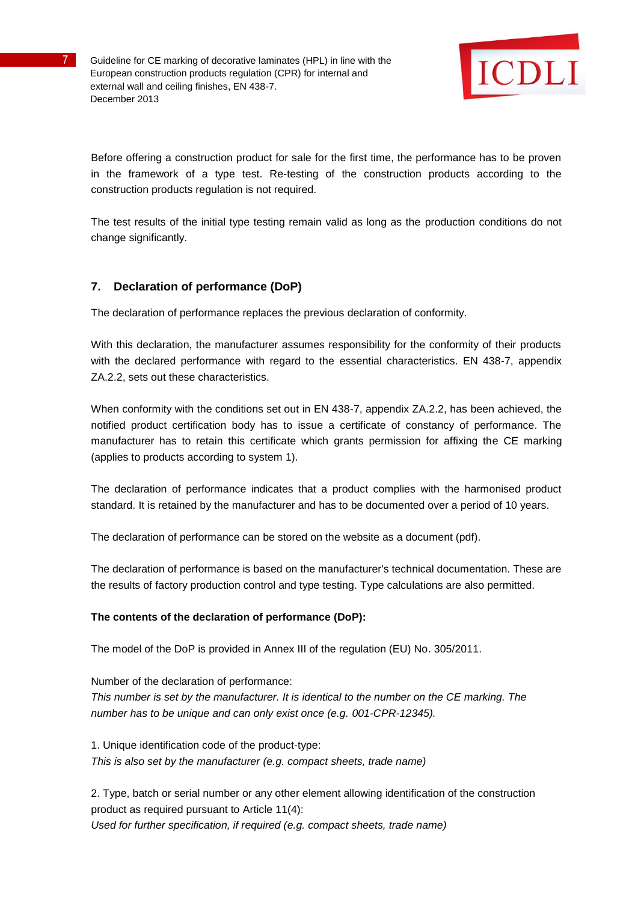Before offering a construction product for sale for the first time, the performance has to be proven in the framework of a type test. Re-testing of the construction products according to the construction products regulation is not required.

The test results of the initial type testing remain valid as long as the production conditions do not change significantly.

## 7. Declaration of performance (DoP)

The declaration of performance replaces the previous declaration of conformity.

With this declaration, the manufacturer assumes responsibility for the conformity of their products with the declared performance with regard to the essential characteristics. EN 438-7, appendix ZA.2.2, sets out these characteristics.

When conformity with the conditions set out in EN 438-7, appendix ZA.2.2, has been achieved, the notified product certification body has to issue a certificate of constancy of performance. The manufacturer has to retain this certificate which grants permission for affixing the CE marking (applies to products according to system 1).

The declaration of performance indicates that a product complies with the harmonised product standard. It is retained by the manufacturer and has to be documented over a period of 10 years.

The declaration of performance can be stored on the website as a document (pdf).

The declaration of performance is based on the manufacturer's technical documentation. These are the results of factory production control and type testing. Type calculations are also permitted.

**The contents of the declaration of performance (DoP):**

The model of the DoP is provided in Annex III of the regulation (EU) No. 305/2011.

Number of the declaration of performance:
*This number is set by the manufacturer. It is identical to the number on the CE marking. The number has to be unique and can only exist once (e.g. 001-CPR-12345).*

1. Unique identification code of the product-type:
*This is also set by the manufacturer (e.g. compact sheets, trade name)*

2. Type, batch or serial number or any other element allowing identification of the construction product as required pursuant to Article 11(4):
*Used for further specification, if required (e.g. compact sheets, trade name)*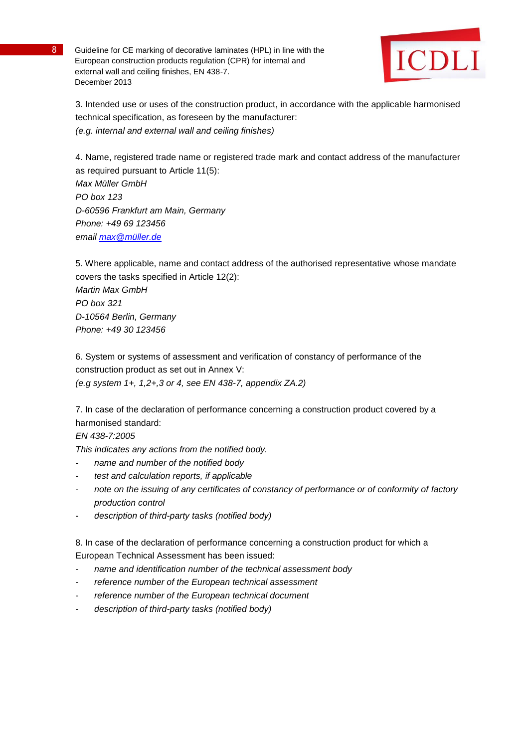3. Intended use or uses of the construction product, in accordance with the applicable harmonised technical specification, as foreseen by the manufacturer:
*(e.g. internal and external wall and ceiling finishes)*

4. Name, registered trade name or registered trade mark and contact address of the manufacturer as required pursuant to Article 11(5):
*Max Müller GmbH*
*PO box 123*
*D-60596 Frankfurt am Main, Germany*
*Phone: +49 69 123456*
*email [max@müller.de](mailto:max@müller.de)*

5. Where applicable, name and contact address of the authorised representative whose mandate covers the tasks specified in Article 12(2):
*Martin Max GmbH*
*PO box 321*
*D-10564 Berlin, Germany*
*Phone: +49 30 123456*

6. System or systems of assessment and verification of constancy of performance of the construction product as set out in Annex V:
*(e.g system 1+, 1,2+,3 or 4, see EN 438-7, appendix ZA.2)*

7. In case of the declaration of performance concerning a construction product covered by a harmonised standard:
*EN 438-7:2005*
*This indicates any actions from the notified body.*

- *name and number of the notified body*
- *test and calculation reports, if applicable*
- *note on the issuing of any certificates of constancy of performance or of conformity of factory production control*
- *description of third-party tasks (notified body)*

8. In case of the declaration of performance concerning a construction product for which a European Technical Assessment has been issued:

- *name and identification number of the technical assessment body*
- *reference number of the European technical assessment*
- *reference number of the European technical document*
- *description of third-party tasks (notified body)*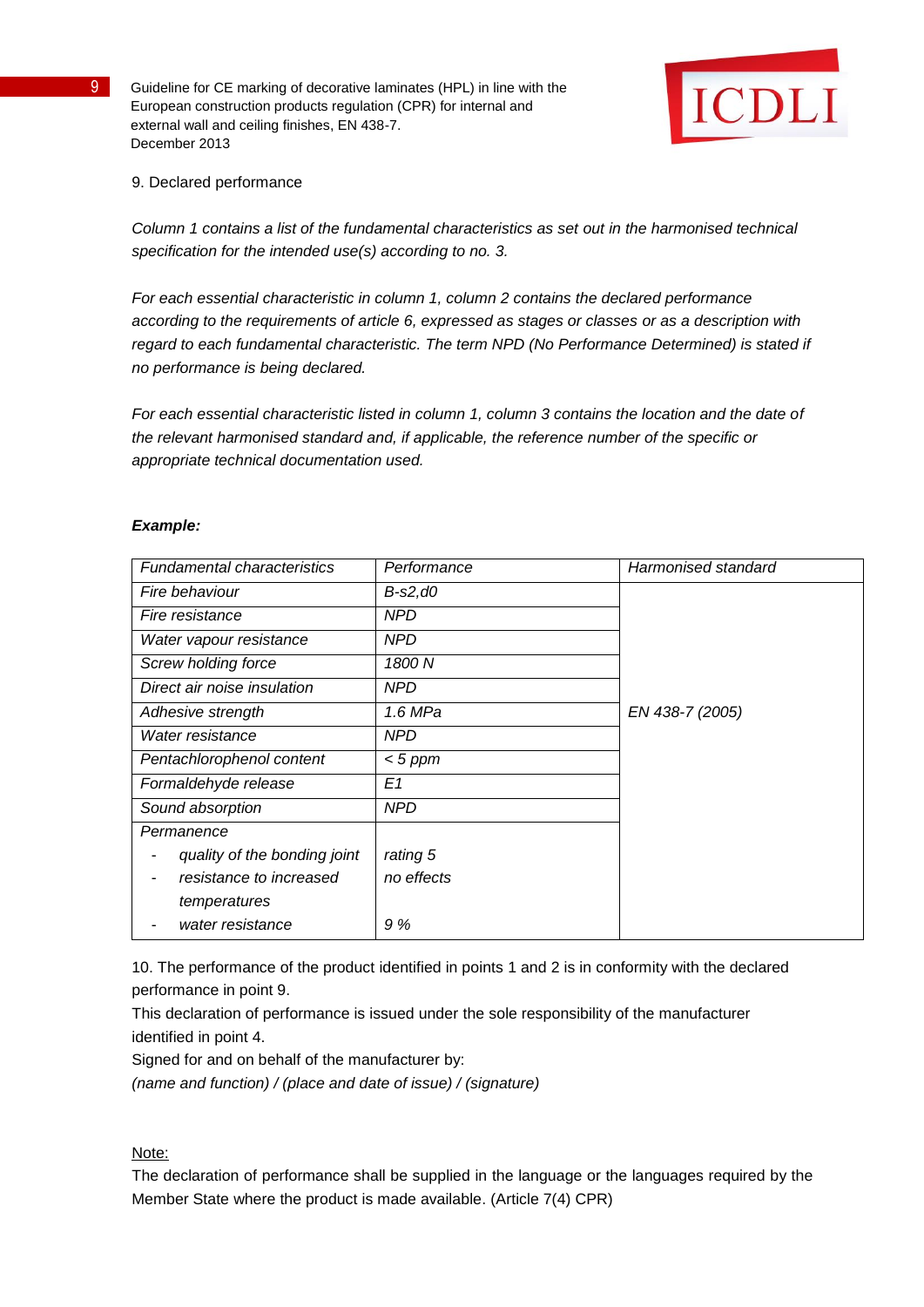9. Declared performance

*Column 1 contains a list of the fundamental characteristics as set out in the harmonised technical specification for the intended use(s) according to no. 3.*

*For each essential characteristic in column 1, column 2 contains the declared performance according to the requirements of article 6, expressed as stages or classes or as a description with regard to each fundamental characteristic. The term NPD (No Performance Determined) is stated if no performance is being declared.*

*For each essential characteristic listed in column 1, column 3 contains the location and the date of the relevant harmonised standard and, if applicable, the reference number of the specific or appropriate technical documentation used.*

***Example:***

| *Fundamental characteristics* | *Performance* | *Harmonised standard* |
|---|---|---|
| *Fire behaviour* | *B-s2,d0* | *EN 438-7 (2005)* |
| *Fire resistance* | *NPD* | |
| *Water vapour resistance* | *NPD* | |
| *Screw holding force* | *1800 N* | |
| *Direct air noise insulation* | *NPD* | |
| *Adhesive strength* | *1.6 MPa* | |
| *Water resistance* | *NPD* | |
| *Pentachlorophenol content* | *< 5 ppm* | |
| *Formaldehyde release* | *E1* | |
| *Sound absorption* | *NPD* | |
| *Permanence* | | |
| - *quality of the bonding joint* | *rating 5* | |
| - *resistance to increased temperatures* | *no effects* | |
| - *water resistance* | *9 %* | |

10. The performance of the product identified in points 1 and 2 is in conformity with the declared performance in point 9.
This declaration of performance is issued under the sole responsibility of the manufacturer identified in point 4.
Signed for and on behalf of the manufacturer by:
*(name and function) / (place and date of issue) / (signature)*

Note:
The declaration of performance shall be supplied in the language or the languages required by the Member State where the product is made available. (Article 7(4) CPR)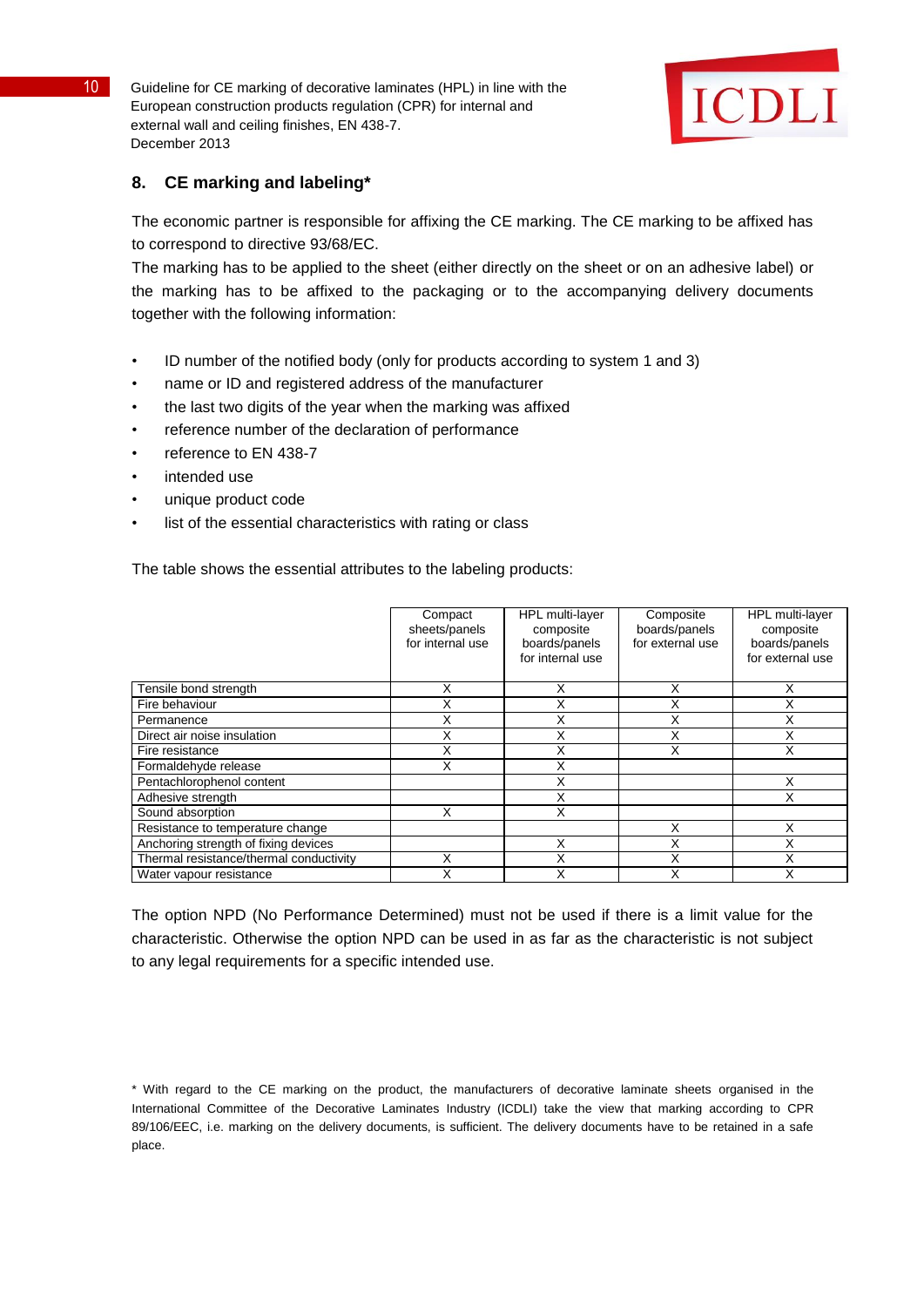## 8. CE marking and labeling*

The economic partner is responsible for affixing the CE marking. The CE marking to be affixed has to correspond to directive 93/68/EC.

The marking has to be applied to the sheet (either directly on the sheet or on an adhesive label) or the marking has to be affixed to the packaging or to the accompanying delivery documents together with the following information:

- ID number of the notified body (only for products according to system 1 and 3)
- name or ID and registered address of the manufacturer
- the last two digits of the year when the marking was affixed
- reference number of the declaration of performance
- reference to EN 438-7
- intended use
- unique product code
- list of the essential characteristics with rating or class

The table shows the essential attributes to the labeling products:

| | Compact sheets/panels for internal use | HPL multi-layer composite boards/panels for internal use | Composite boards/panels for external use | HPL multi-layer composite boards/panels for external use |
|---|---|---|---|---|
| Tensile bond strength | X | X | X | X |
| Fire behaviour | X | X | X | X |
| Permanence | X | X | X | X |
| Direct air noise insulation | X | X | X | X |
| Fire resistance | X | X | X | X |
| Formaldehyde release | X | X | | |
| Pentachlorophenol content | | X | | X |
| Adhesive strength | | X | | X |
| Sound absorption | X | X | | |
| Resistance to temperature change | | | X | X |
| Anchoring strength of fixing devices | | X | X | X |
| Thermal resistance/thermal conductivity | X | X | X | X |
| Water vapour resistance | X | X | X | X |

The option NPD (No Performance Determined) must not be used if there is a limit value for the characteristic. Otherwise the option NPD can be used in as far as the characteristic is not subject to any legal requirements for a specific intended use.

* With regard to the CE marking on the product, the manufacturers of decorative laminate sheets organised in the International Committee of the Decorative Laminates Industry (ICDLI) take the view that marking according to CPR 89/106/EEC, i.e. marking on the delivery documents, is sufficient. The delivery documents have to be retained in a safe place.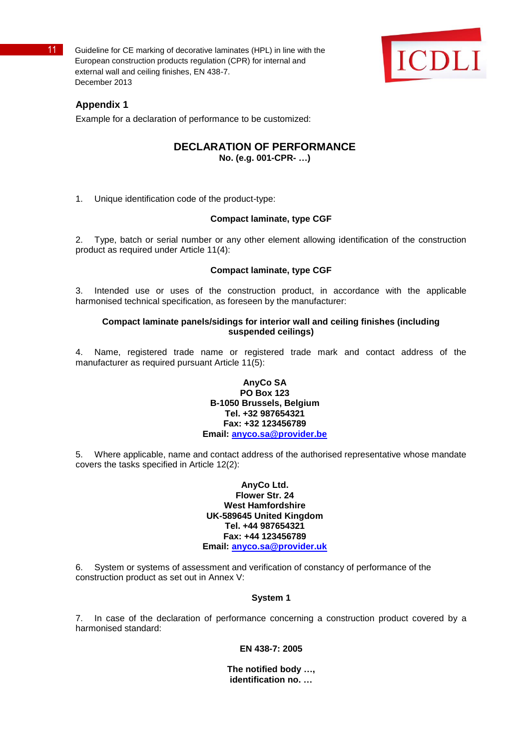## Appendix 1

Example for a declaration of performance to be customized:

# DECLARATION OF PERFORMANCE

**No. (e.g. 001-CPR- …)**

1. Unique identification code of the product-type:

**Compact laminate, type CGF**

2. Type, batch or serial number or any other element allowing identification of the construction product as required under Article 11(4):

**Compact laminate, type CGF**

3. Intended use or uses of the construction product, in accordance with the applicable harmonised technical specification, as foreseen by the manufacturer:

**Compact laminate panels/sidings for interior wall and ceiling finishes (including suspended ceilings)**

4. Name, registered trade name or registered trade mark and contact address of the manufacturer as required pursuant Article 11(5):

**AnyCo SA**
**PO Box 123**
**B-1050 Brussels, Belgium**
**Tel. +32 987654321**
**Fax: +32 123456789**
**Email: anyco.sa@provider.be**

5. Where applicable, name and contact address of the authorised representative whose mandate covers the tasks specified in Article 12(2):

**AnyCo Ltd.**
**Flower Str. 24**
**West Hamfordshire**
**UK-589645 United Kingdom**
**Tel. +44 987654321**
**Fax: +44 123456789**
**Email: anyco.sa@provider.uk**

6. System or systems of assessment and verification of constancy of performance of the construction product as set out in Annex V:

**System 1**

7. In case of the declaration of performance concerning a construction product covered by a harmonised standard:

**EN 438-7: 2005**

**The notified body …,**
**identification no. …**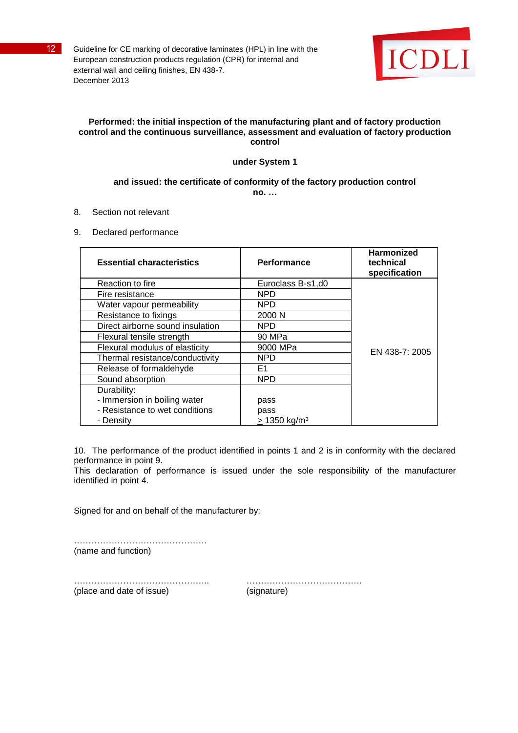**Performed: the initial inspection of the manufacturing plant and of factory production control and the continuous surveillance, assessment and evaluation of factory production control**

**under System 1**

**and issued: the certificate of conformity of the factory production control no. …**

8. Section not relevant

9. Declared performance

| **Essential characteristics** | **Performance** | **Harmonized technical specification** |
|---|---|---|
| Reaction to fire | Euroclass B-s1,d0 | EN 438-7: 2005 |
| Fire resistance | NPD | |
| Water vapour permeability | NPD | |
| Resistance to fixings | 2000 N | |
| Direct airborne sound insulation | NPD | |
| Flexural tensile strength | 90 MPa | |
| Flexural modulus of elasticity | 9000 MPa | |
| Thermal resistance/conductivity | NPD | |
| Release of formaldehyde | E1 | |
| Sound absorption | NPD | |
| Durability:<br>- Immersion in boiling water<br>- Resistance to wet conditions<br>- Density | <br>pass<br>pass<br>≥ 1350 kg/m³ | |

10. The performance of the product identified in points 1 and 2 is in conformity with the declared performance in point 9.
This declaration of performance is issued under the sole responsibility of the manufacturer identified in point 4.

Signed for and on behalf of the manufacturer by:

……………………………………….
(name and function)

………………………………………..    ………………………………….
(place and date of issue)    (signature)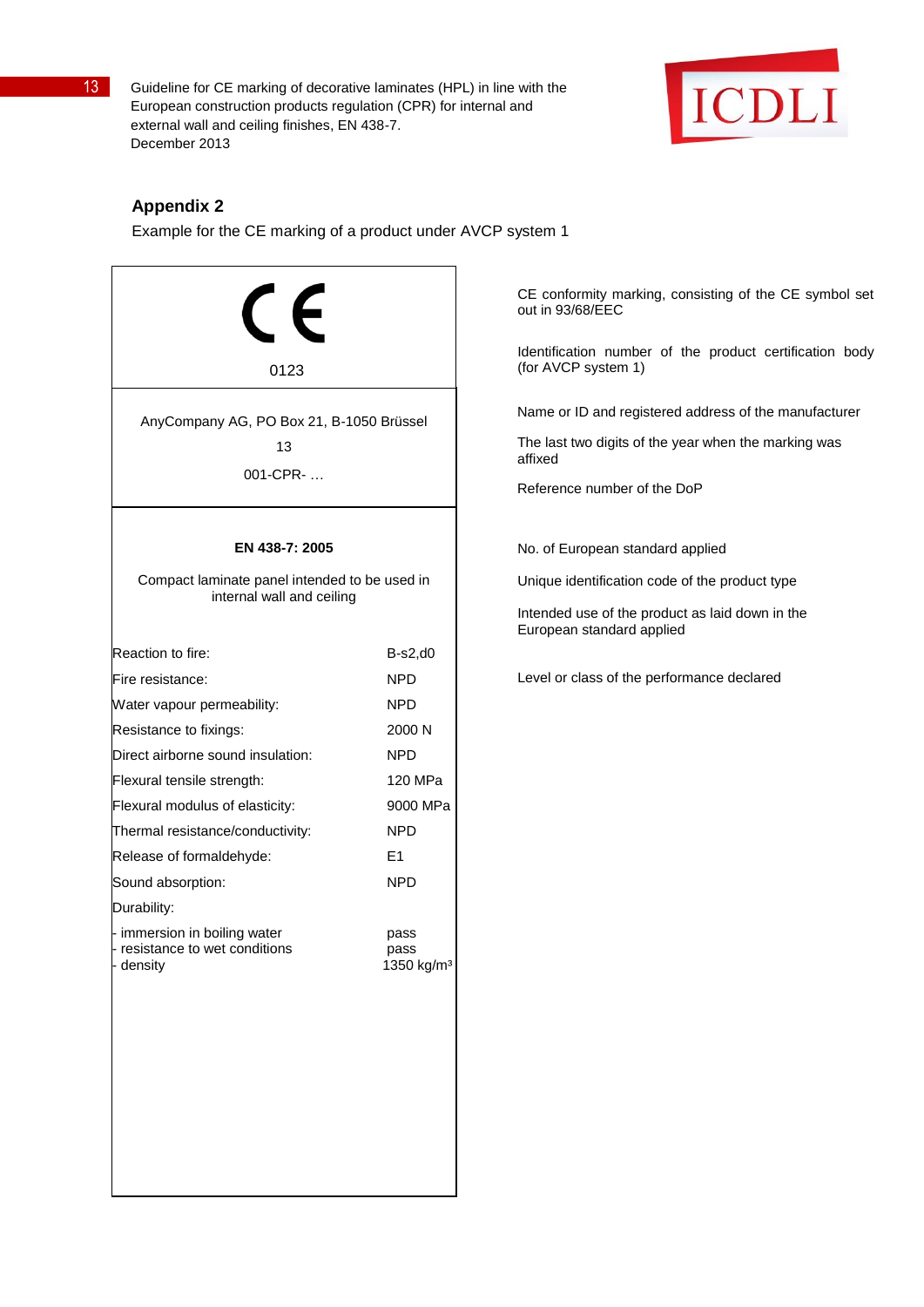## Appendix 2

Example for the CE marking of a product under AVCP system 1

| CE marking | Explanation |
|---|---|
| CE | CE conformity marking, consisting of the CE symbol set out in 93/68/EEC |
| 0123 | Identification number of the product certification body (for AVCP system 1) |
| AnyCompany AG, PO Box 21, B-1050 Brüssel | Name or ID and registered address of the manufacturer |
| 13 | The last two digits of the year when the marking was affixed |
| 001-CPR- … | Reference number of the DoP |
| **EN 438-7: 2005** | No. of European standard applied |
| Compact laminate panel intended to be used in internal wall and ceiling | Unique identification code of the product type |
| | Intended use of the product as laid down in the European standard applied |
| Reaction to fire: B-s2,d0 | Level or class of the performance declared |

| Characteristic | Performance |
|---|---|
| Reaction to fire: | B-s2,d0 |
| Fire resistance: | NPD |
| Water vapour permeability: | NPD |
| Resistance to fixings: | 2000 N |
| Direct airborne sound insulation: | NPD |
| Flexural tensile strength: | 120 MPa |
| Flexural modulus of elasticity: | 9000 MPa |
| Thermal resistance/conductivity: | NPD |
| Release of formaldehyde: | E1 |
| Sound absorption: | NPD |
| Durability: | |
| - immersion in boiling water | pass |
| - resistance to wet conditions | pass |
| - density | 1350 kg/m³ |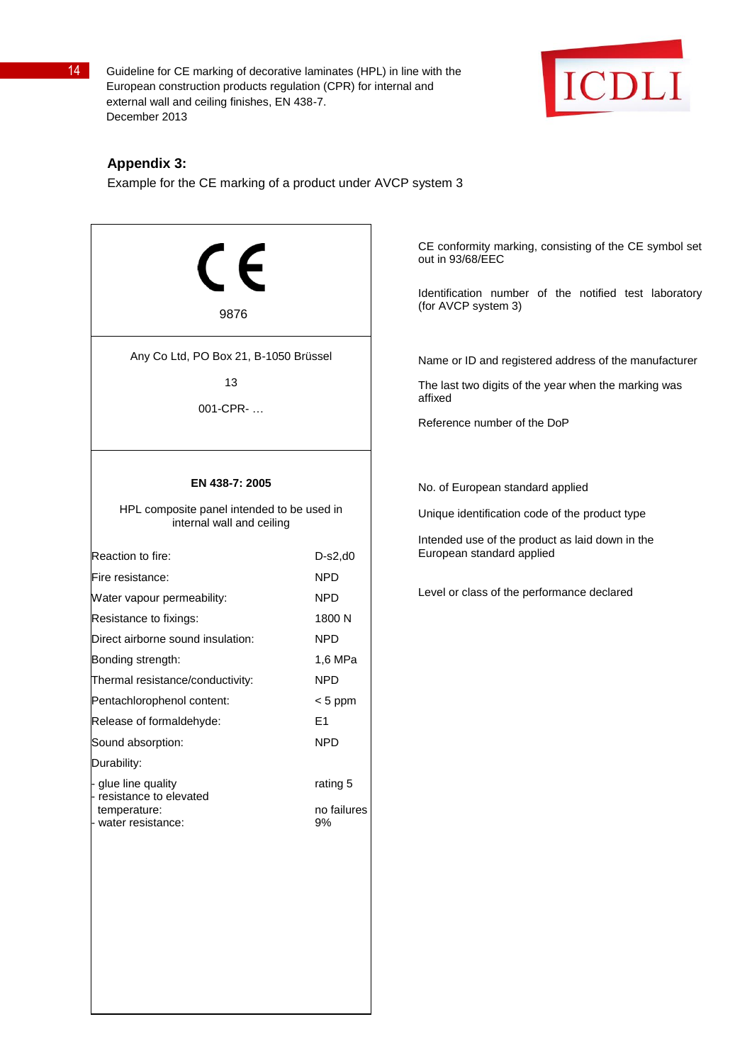## Appendix 3:

Example for the CE marking of a product under AVCP system 3

| | |
|---|---|
| **CE** | CE conformity marking, consisting of the CE symbol set out in 93/68/EEC |
| 9876 | Identification number of the notified test laboratory (for AVCP system 3) |
| Any Co Ltd, PO Box 21, B-1050 Brüssel | Name or ID and registered address of the manufacturer |
| 13 | The last two digits of the year when the marking was affixed |
| 001-CPR- … | Reference number of the DoP |
| **EN 438-7: 2005** | No. of European standard applied |
| HPL composite panel intended to be used in internal wall and ceiling | Unique identification code of the product type; Intended use of the product as laid down in the European standard applied |
| Reaction to fire: D-s2,d0 | Level or class of the performance declared |
| Fire resistance: NPD | |
| Water vapour permeability: NPD | |
| Resistance to fixings: 1800 N | |
| Direct airborne sound insulation: NPD | |
| Bonding strength: 1,6 MPa | |
| Thermal resistance/conductivity: NPD | |
| Pentachlorophenol content: < 5 ppm | |
| Release of formaldehyde: E1 | |
| Sound absorption: NPD | |
| Durability: | |
| - glue line quality: rating 5 | |
| - resistance to elevated temperature: no failures | |
| - water resistance: 9% | |